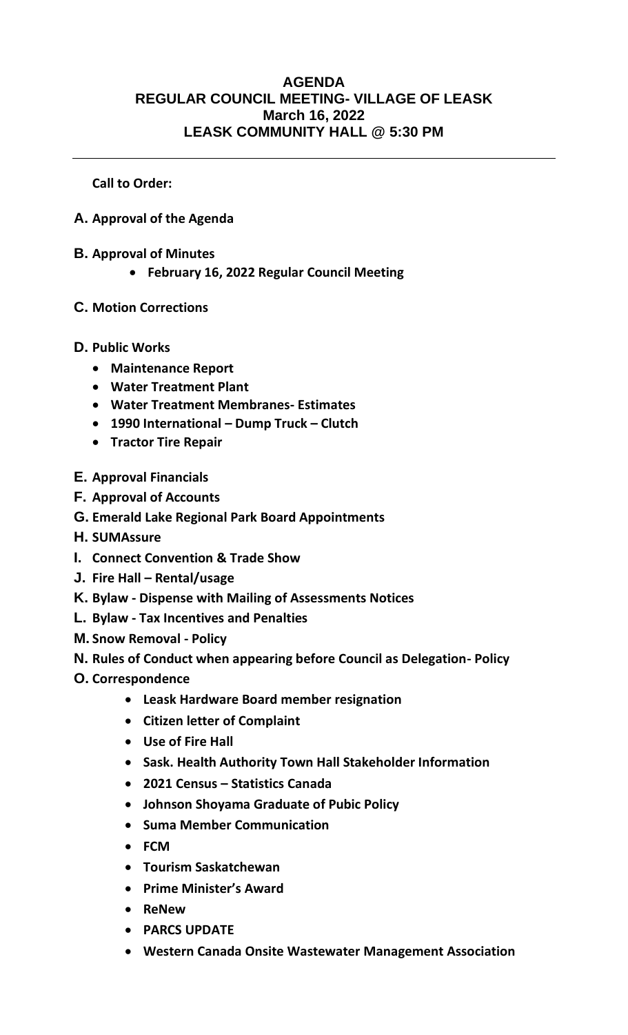# AGENDA
## REGULAR COUNCIL MEETING- VILLAGE OF LEASK
## March 16, 2022
## LEASK COMMUNITY HALL @ 5:30 PM

---

**Call to Order:**

**A. Approval of the Agenda**

**B. Approval of Minutes**
- **February 16, 2022 Regular Council Meeting**

**C. Motion Corrections**

**D. Public Works**
- **Maintenance Report**
- **Water Treatment Plant**
- **Water Treatment Membranes- Estimates**
- **1990 International – Dump Truck – Clutch**
- **Tractor Tire Repair**

**E. Approval Financials**

**F. Approval of Accounts**

**G. Emerald Lake Regional Park Board Appointments**

**H. SUMAssure**

**I. Connect Convention & Trade Show**

**J. Fire Hall – Rental/usage**

**K. Bylaw - Dispense with Mailing of Assessments Notices**

**L. Bylaw - Tax Incentives and Penalties**

**M. Snow Removal - Policy**

**N. Rules of Conduct when appearing before Council as Delegation- Policy**

**O. Correspondence**
- **Leask Hardware Board member resignation**
- **Citizen letter of Complaint**
- **Use of Fire Hall**
- **Sask. Health Authority Town Hall Stakeholder Information**
- **2021 Census – Statistics Canada**
- **Johnson Shoyama Graduate of Pubic Policy**
- **Suma Member Communication**
- **FCM**
- **Tourism Saskatchewan**
- **Prime Minister's Award**
- **ReNew**
- **PARCS UPDATE**
- **Western Canada Onsite Wastewater Management Association**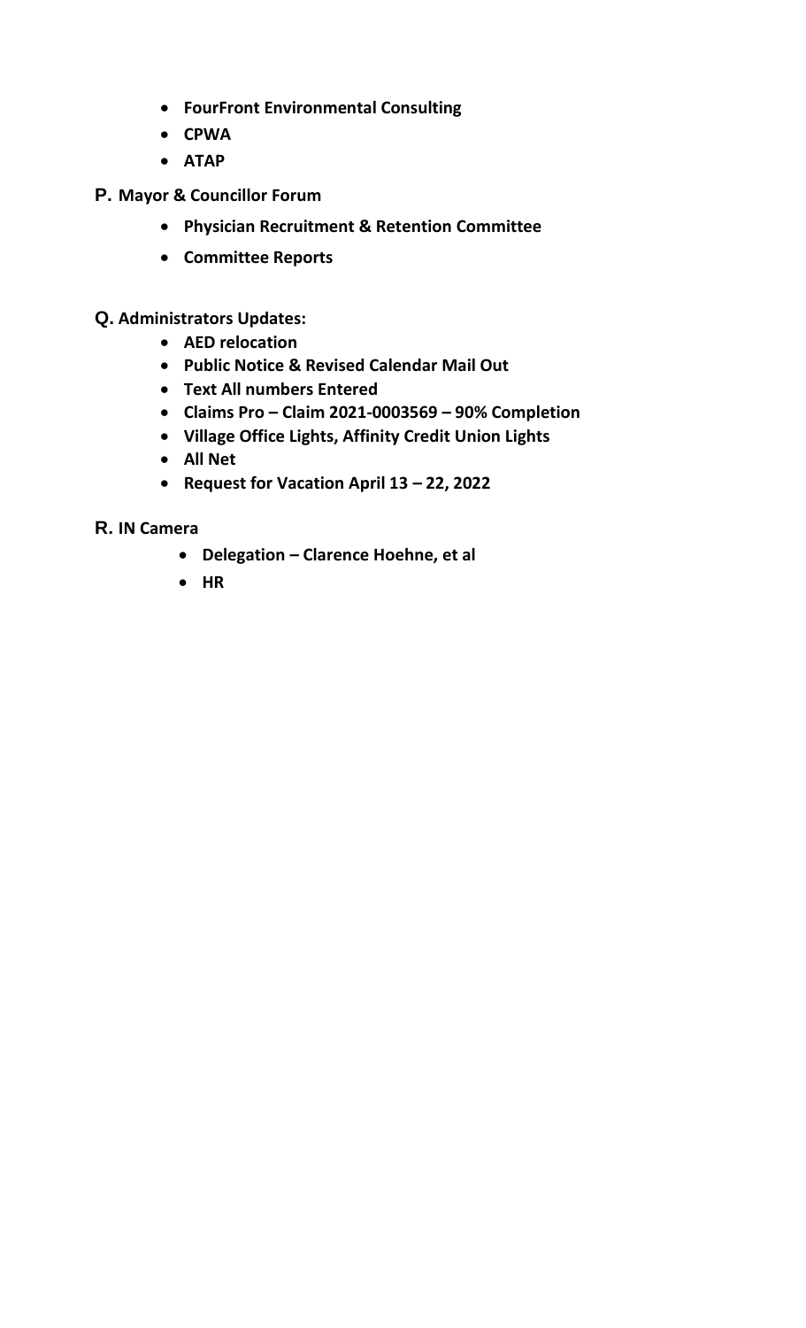- **FourFront Environmental Consulting**
- **CPWA**
- **ATAP**

**P. Mayor & Councillor Forum**

- **Physician Recruitment & Retention Committee**
- **Committee Reports**

**Q. Administrators Updates:**

- **AED relocation**
- **Public Notice & Revised Calendar Mail Out**
- **Text All numbers Entered**
- **Claims Pro – Claim 2021-0003569 – 90% Completion**
- **Village Office Lights, Affinity Credit Union Lights**
- **All Net**
- **Request for Vacation April 13 – 22, 2022**

**R. IN Camera**

- **Delegation – Clarence Hoehne, et al**
- **HR**